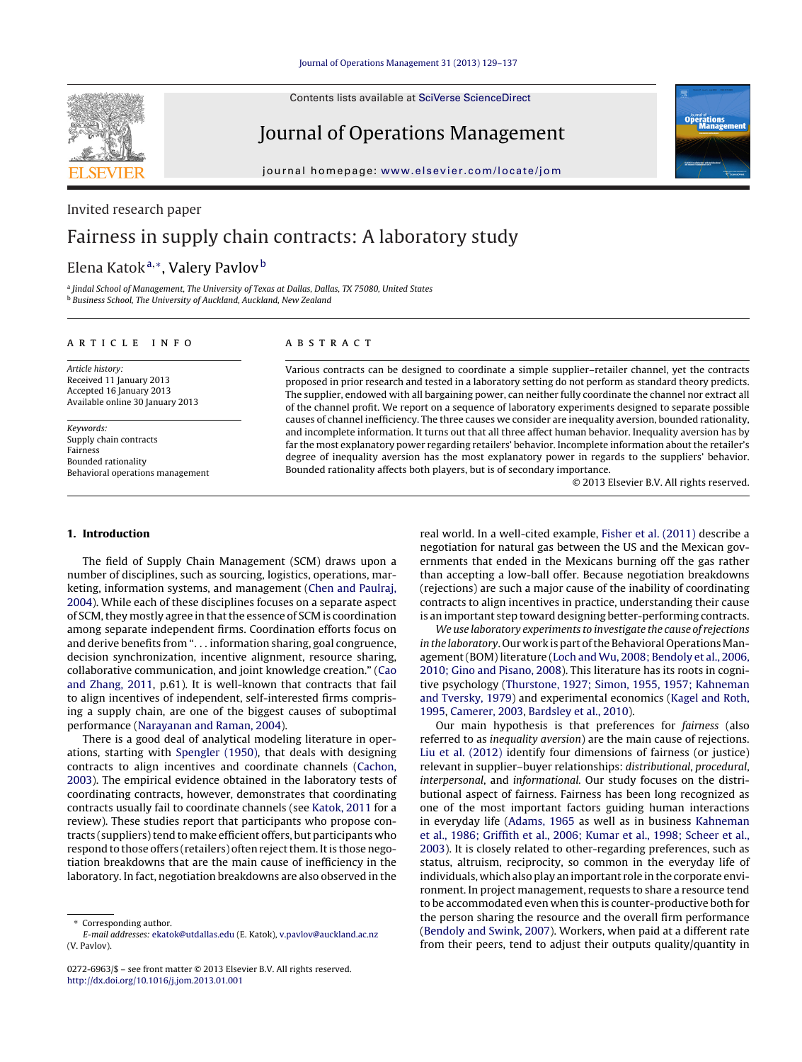Invited research paper

# Fairness in supply chain contracts: A laboratory study

Elena Katok[a,*], Valery Pavlov[b]

[a] Jindal School of Management, The University of Texas at Dallas, Dallas, TX 75080, United States
[b] Business School, The University of Auckland, Auckland, New Zealand

**ARTICLE INFO**

*Article history:*
Received 11 January 2013
Accepted 16 January 2013
Available online 30 January 2013

*Keywords:*
Supply chain contracts
Fairness
Bounded rationality
Behavioral operations management

**ABSTRACT**

Various contracts can be designed to coordinate a simple supplier–retailer channel, yet the contracts proposed in prior research and tested in a laboratory setting do not perform as standard theory predicts. The supplier, endowed with all bargaining power, can neither fully coordinate the channel nor extract all of the channel profit. We report on a sequence of laboratory experiments designed to separate possible causes of channel inefficiency. The three causes we consider are inequality aversion, bounded rationality, and incomplete information. It turns out that all three affect human behavior. Inequality aversion has by far the most explanatory power regarding retailers' behavior. Incomplete information about the retailer's degree of inequality aversion has the most explanatory power in regards to the suppliers' behavior. Bounded rationality affects both players, but is of secondary importance.

© 2013 Elsevier B.V. All rights reserved.

## 1. Introduction

The field of Supply Chain Management (SCM) draws upon a number of disciplines, such as sourcing, logistics, operations, marketing, information systems, and management (Chen and Paulraj, 2004). While each of these disciplines focuses on a separate aspect of SCM, they mostly agree in that the essence of SCM is coordination among separate independent firms. Coordination efforts focus on and derive benefits from "... information sharing, goal congruence, decision synchronization, incentive alignment, resource sharing, collaborative communication, and joint knowledge creation." (Cao and Zhang, 2011, p.61). It is well-known that contracts that fail to align incentives of independent, self-interested firms comprising a supply chain, are one of the biggest causes of suboptimal performance (Narayanan and Raman, 2004).

There is a good deal of analytical modeling literature in operations, starting with Spengler (1950), that deals with designing contracts to align incentives and coordinate channels (Cachon, 2003). The empirical evidence obtained in the laboratory tests of coordinating contracts, however, demonstrates that coordinating contracts usually fail to coordinate channels (see Katok, 2011 for a review). These studies report that participants who propose contracts (suppliers) tend to make efficient offers, but participants who respond to those offers (retailers) often reject them. It is those negotiation breakdowns that are the main cause of inefficiency in the laboratory. In fact, negotiation breakdowns are also observed in the real world. In a well-cited example, Fisher et al. (2011) describe a negotiation for natural gas between the US and the Mexican governments that ended in the Mexicans burning off the gas rather than accepting a low-ball offer. Because negotiation breakdowns (rejections) are such a major cause of the inability of coordinating contracts to align incentives in practice, understanding their cause is an important step toward designing better-performing contracts.

*We use laboratory experiments to investigate the cause of rejections in the laboratory.* Our work is part of the Behavioral Operations Management (BOM) literature (Loch and Wu, 2008; Bendoly et al., 2006, 2010; Gino and Pisano, 2008). This literature has its roots in cognitive psychology (Thurstone, 1927; Simon, 1955, 1957; Kahneman and Tversky, 1979) and experimental economics (Kagel and Roth, 1995, Camerer, 2003, Bardsley et al., 2010).

Our main hypothesis is that preferences for *fairness* (also referred to as *inequality aversion*) are the main cause of rejections. Liu et al. (2012) identify four dimensions of fairness (or justice) relevant in supplier–buyer relationships: *distributional*, *procedural*, *interpersonal*, and *informational*. Our study focuses on the distributional aspect of fairness. Fairness has been long recognized as one of the most important factors guiding human interactions in everyday life (Adams, 1965 as well as in business Kahneman et al., 1986; Griffith et al., 2006; Kumar et al., 1998; Scheer et al., 2003). It is closely related to other-regarding preferences, such as status, altruism, reciprocity, so common in the everyday life of individuals, which also play an important role in the corporate environment. In project management, requests to share a resource tend to be accommodated even when this is counter-productive both for the person sharing the resource and the overall firm performance (Bendoly and Swink, 2007). Workers, when paid at a different rate from their peers, tend to adjust their outputs quality/quantity in

---

* Corresponding author.
*E-mail addresses:* ekatok@utdallas.edu (E. Katok), v.pavlov@auckland.ac.nz (V. Pavlov).

0272-6963/$ – see front matter © 2013 Elsevier B.V. All rights reserved.
http://dx.doi.org/10.1016/j.jom.2013.01.001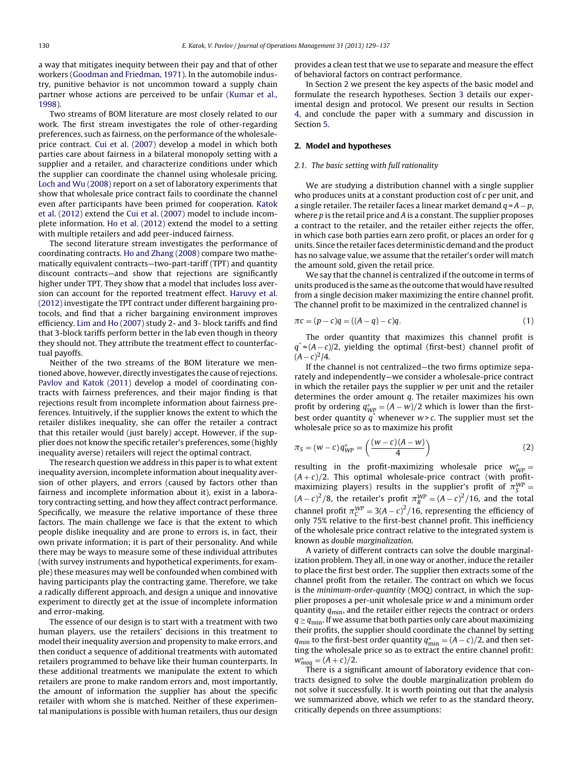a way that mitigates inequity between their pay and that of other workers (Goodman and Friedman, 1971). In the automobile industry, punitive behavior is not uncommon toward a supply chain partner whose actions are perceived to be unfair (Kumar et al., 1998).

Two streams of BOM literature are most closely related to our work. The first stream investigates the role of other-regarding preferences, such as fairness, on the performance of the wholesale-price contract. Cui et al. (2007) develop a model in which both parties care about fairness in a bilateral monopoly setting with a supplier and a retailer, and characterize conditions under which the supplier can coordinate the channel using wholesale pricing. Loch and Wu (2008) report on a set of laboratory experiments that show that wholesale price contract fails to coordinate the channel even after participants have been primed for cooperation. Katok et al. (2012) extend the Cui et al. (2007) model to include incomplete information. Ho et al. (2012) extend the model to a setting with multiple retailers and add peer-induced fairness.

The second literature stream investigates the performance of coordinating contracts. Ho and Zhang (2008) compare two mathematically equivalent contracts—two-part-tariff (TPT) and quantity discount contracts—and show that rejections are significantly higher under TPT. They show that a model that includes loss aversion can account for the reported treatment effect. Haruvy et al. (2012) investigate the TPT contract under different bargaining protocols, and find that a richer bargaining environment improves efficiency. Lim and Ho (2007) study 2- and 3- block tariffs and find that 3-block tariffs perform better in the lab even though in theory they should not. They attribute the treatment effect to counterfactual payoffs.

Neither of the two streams of the BOM literature we mentioned above, however, directly investigates the cause of rejections. Pavlov and Katok (2011) develop a model of coordinating contracts with fairness preferences, and their major finding is that rejections result from incomplete information about fairness preferences. Intuitively, if the supplier knows the extent to which the retailer dislikes inequality, she can offer the retailer a contract that this retailer would (just barely) accept. However, if the supplier does not know the specific retailer's preferences, some (highly inequality averse) retailers will reject the optimal contract.

The research question we address in this paper is to what extent inequality aversion, incomplete information about inequality aversion of other players, and errors (caused by factors other than fairness and incomplete information about it), exist in a laboratory contracting setting, and how they affect contract performance. Specifically, we measure the relative importance of these three factors. The main challenge we face is that the extent to which people dislike inequality and are prone to errors is, in fact, their own private information; it is part of their personality. And while there may be ways to measure some of these individual attributes (with survey instruments and hypothetical experiments, for example) these measures may well be confounded when combined with having participants play the contracting game. Therefore, we take a radically different approach, and design a unique and innovative experiment to directly get at the issue of incomplete information and error-making.

The essence of our design is to start with a treatment with two human players, use the retailers' decisions in this treatment to model their inequality aversion and propensity to make errors, and then conduct a sequence of additional treatments with automated retailers programmed to behave like their human counterparts. In these additional treatments we manipulate the extent to which retailers are prone to make random errors and, most importantly, the amount of information the supplier has about the specific retailer with whom she is matched. Neither of these experimental manipulations is possible with human retailers, thus our design provides a clean test that we use to separate and measure the effect of behavioral factors on contract performance.

In Section 2 we present the key aspects of the basic model and formulate the research hypotheses. Section 3 details our experimental design and protocol. We present our results in Section 4, and conclude the paper with a summary and discussion in Section 5.

## 2. Model and hypotheses

### 2.1. The basic setting with full rationality

We are studying a distribution channel with a single supplier who produces units at a constant production cost of $c$ per unit, and a single retailer. The retailer faces a linear market demand $q = A - p$, where $p$ is the retail price and $A$ is a constant. The supplier proposes a contract to the retailer, and the retailer either rejects the offer, in which case both parties earn zero profit, or places an order for $q$ units. Since the retailer faces deterministic demand and the product has no salvage value, we assume that the retailer's order will match the amount sold, given the retail price.

We say that the channel is centralized if the outcome in terms of units produced is the same as the outcome that would have resulted from a single decision maker maximizing the entire channel profit. The channel profit to be maximized in the centralized channel is

$$\pi c = (p - c)q = ((A - q) - c)q. \tag{1}$$

The order quantity that maximizes this channel profit is $q^* = (A - c)/2$, yielding the optimal (first-best) channel profit of $(A - c)^2/4$.

If the channel is not centralized—the two firms optimize separately and independently—we consider a wholesale-price contract in which the retailer pays the supplier $w$ per unit and the retailer determines the order amount $q$. The retailer maximizes his own profit by ordering $q^*_{WP} = (A - w)/2$ which is lower than the first-best order quantity $q^*$ whenever $w > c$. The supplier must set the wholesale price so as to maximize his profit

$$\pi_S = (w - c)\, q^*_{WP} = \left( \frac{(w - c)(A - w)}{4} \right) \tag{2}$$

resulting in the profit-maximizing wholesale price $w^*_{WP} = (A + c)/2$. This optimal wholesale-price contract (with profit-maximizing players) results in the supplier's profit of $\pi^{WP}_S = (A - c)^2/8$, the retailer's profit $\pi^{WP}_R = (A - c)^2/16$, and the total channel profit $\pi^{WP}_C = 3(A - c)^2/16$, representing the efficiency of only 75% relative to the first-best channel profit. This inefficiency of the wholesale price contract relative to the integrated system is known as *double marginalization*.

A variety of different contracts can solve the double marginalization problem. They all, in one way or another, induce the retailer to place the first best order. The supplier then extracts some of the channel profit from the retailer. The contract on which we focus is the *minimum-order-quantity* (MOQ) contract, in which the supplier proposes a per-unit wholesale price $w$ and a minimum order quantity $q_{\min}$, and the retailer either rejects the contract or orders $q \geq q_{\min}$. If we assume that both parties only care about maximizing their profits, the supplier should coordinate the channel by setting $q_{\min}$ to the first-best order quantity $q^*_{\min} = (A - c)/2$, and then setting the wholesale price so as to extract the entire channel profit: $w^*_{moq} = (A + c)/2$.

There is a significant amount of laboratory evidence that contracts designed to solve the double marginalization problem do not solve it successfully. It is worth pointing out that the analysis we summarized above, which we refer to as the standard theory, critically depends on three assumptions: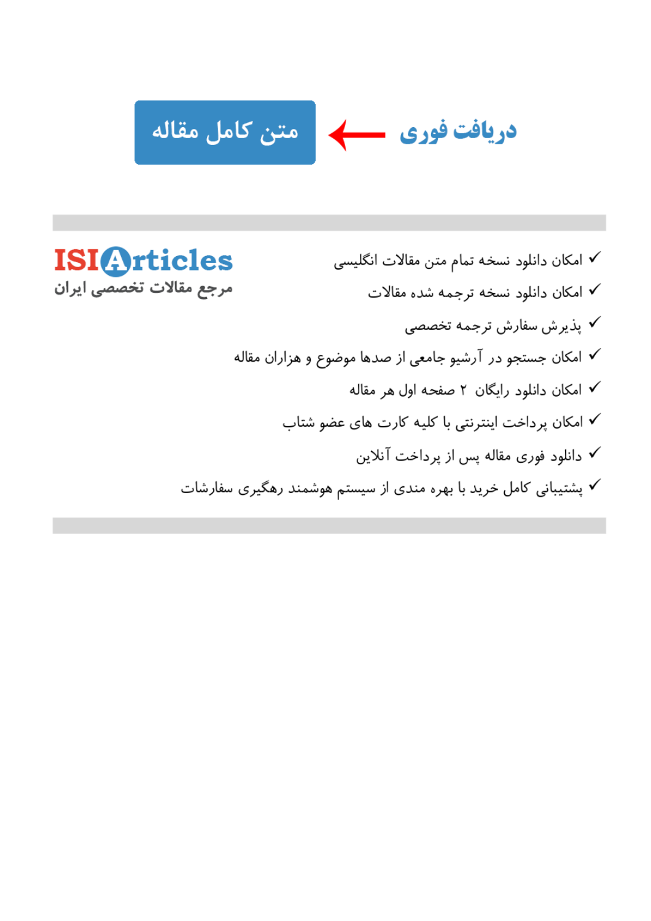دریافت فوری ← **متن کامل مقاله**

**ISIArticles**
مرجع مقالات تخصصی ایران

- ✓ امکان دانلود نسخه تمام متن مقالات انگلیسی
- ✓ امکان دانلود نسخه ترجمه شده مقالات
- ✓ پذیرش سفارش ترجمه تخصصی
- ✓ امکان جستجو در آرشیو جامعی از صدها موضوع و هزاران مقاله
- ✓ امکان دانلود رایگان ۲ صفحه اول هر مقاله
- ✓ امکان پرداخت اینترنتی با کلیه کارت های عضو شتاب
- ✓ دانلود فوری مقاله پس از پرداخت آنلاین
- ✓ پشتیبانی کامل خرید با بهره مندی از سیستم هوشمند رهگیری سفارشات